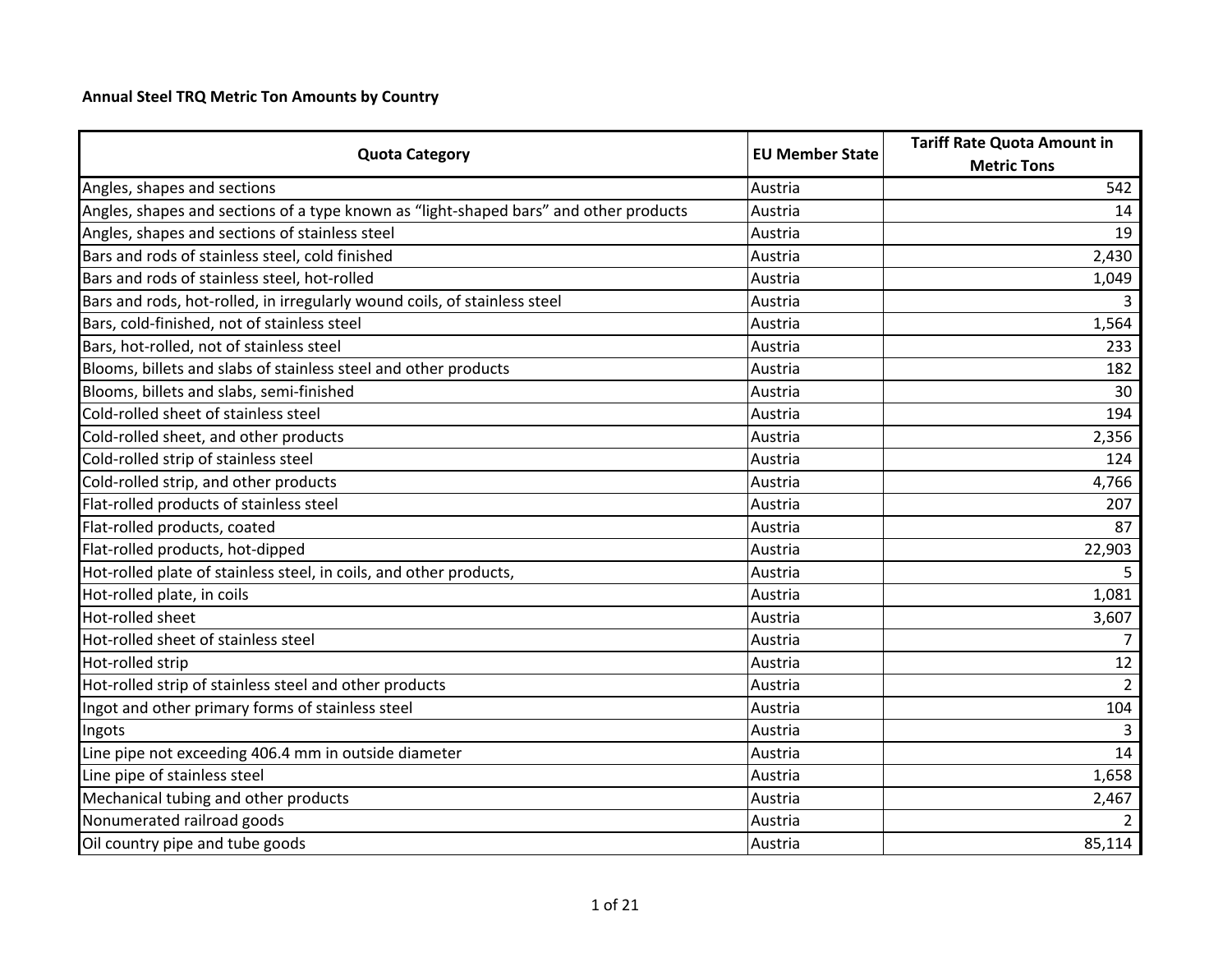**Annual Steel TRQ Metric Ton Amounts by Country**

| Quota Category | EU Member State | Tariff Rate Quota Amount in Metric Tons |
|---|---|---|
| Angles, shapes and sections | Austria | 542 |
| Angles, shapes and sections of a type known as “light-shaped bars” and other products | Austria | 14 |
| Angles, shapes and sections of stainless steel | Austria | 19 |
| Bars and rods of stainless steel, cold finished | Austria | 2,430 |
| Bars and rods of stainless steel, hot-rolled | Austria | 1,049 |
| Bars and rods, hot-rolled, in irregularly wound coils, of stainless steel | Austria | 3 |
| Bars, cold-finished, not of stainless steel | Austria | 1,564 |
| Bars, hot-rolled, not of stainless steel | Austria | 233 |
| Blooms, billets and slabs of stainless steel and other products | Austria | 182 |
| Blooms, billets and slabs, semi-finished | Austria | 30 |
| Cold-rolled sheet of stainless steel | Austria | 194 |
| Cold-rolled sheet, and other products | Austria | 2,356 |
| Cold-rolled strip of stainless steel | Austria | 124 |
| Cold-rolled strip, and other products | Austria | 4,766 |
| Flat-rolled products of stainless steel | Austria | 207 |
| Flat-rolled products, coated | Austria | 87 |
| Flat-rolled products, hot-dipped | Austria | 22,903 |
| Hot-rolled plate of stainless steel, in coils, and other products, | Austria | 5 |
| Hot-rolled plate, in coils | Austria | 1,081 |
| Hot-rolled sheet | Austria | 3,607 |
| Hot-rolled sheet of stainless steel | Austria | 7 |
| Hot-rolled strip | Austria | 12 |
| Hot-rolled strip of stainless steel and other products | Austria | 2 |
| Ingot and other primary forms of stainless steel | Austria | 104 |
| Ingots | Austria | 3 |
| Line pipe not exceeding 406.4 mm in outside diameter | Austria | 14 |
| Line pipe of stainless steel | Austria | 1,658 |
| Mechanical tubing and other products | Austria | 2,467 |
| Nonumerated railroad goods | Austria | 2 |
| Oil country pipe and tube goods | Austria | 85,114 |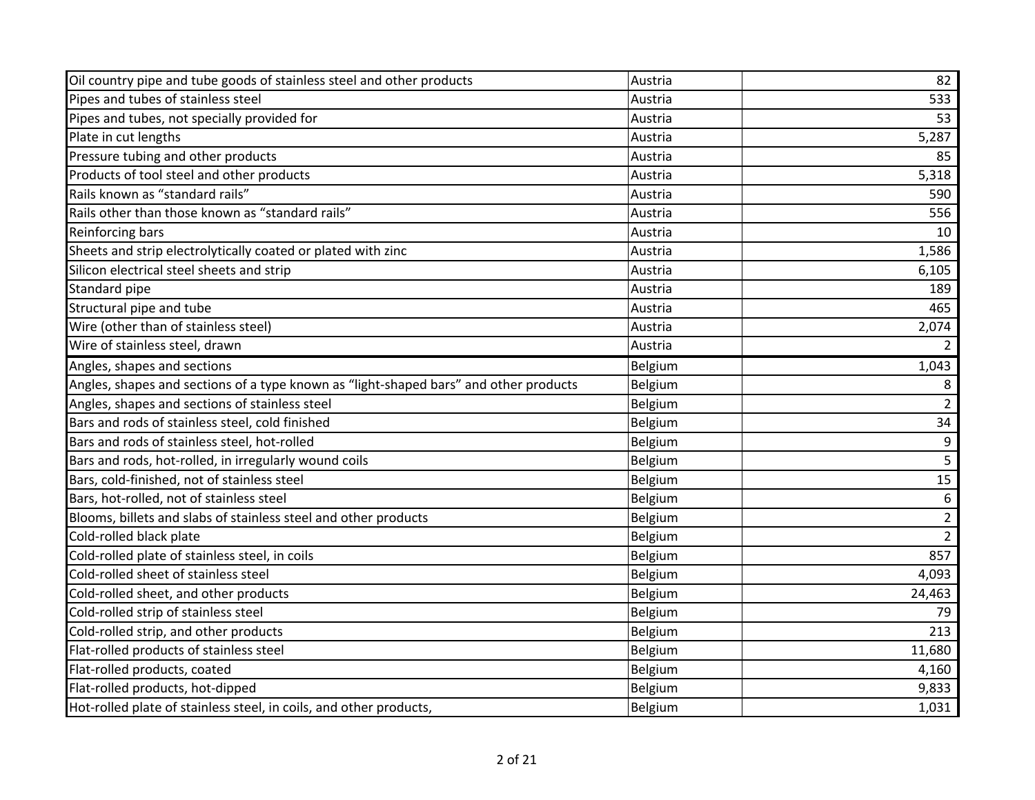| | | |
|---|---|---|
| Oil country pipe and tube goods of stainless steel and other products | Austria | 82 |
| Pipes and tubes of stainless steel | Austria | 533 |
| Pipes and tubes, not specially provided for | Austria | 53 |
| Plate in cut lengths | Austria | 5,287 |
| Pressure tubing and other products | Austria | 85 |
| Products of tool steel and other products | Austria | 5,318 |
| Rails known as “standard rails” | Austria | 590 |
| Rails other than those known as “standard rails” | Austria | 556 |
| Reinforcing bars | Austria | 10 |
| Sheets and strip electrolytically coated or plated with zinc | Austria | 1,586 |
| Silicon electrical steel sheets and strip | Austria | 6,105 |
| Standard pipe | Austria | 189 |
| Structural pipe and tube | Austria | 465 |
| Wire (other than of stainless steel) | Austria | 2,074 |
| Wire of stainless steel, drawn | Austria | 2 |
| Angles, shapes and sections | Belgium | 1,043 |
| Angles, shapes and sections of a type known as “light-shaped bars” and other products | Belgium | 8 |
| Angles, shapes and sections of stainless steel | Belgium | 2 |
| Bars and rods of stainless steel, cold finished | Belgium | 34 |
| Bars and rods of stainless steel, hot-rolled | Belgium | 9 |
| Bars and rods, hot-rolled, in irregularly wound coils | Belgium | 5 |
| Bars, cold-finished, not of stainless steel | Belgium | 15 |
| Bars, hot-rolled, not of stainless steel | Belgium | 6 |
| Blooms, billets and slabs of stainless steel and other products | Belgium | 2 |
| Cold-rolled black plate | Belgium | 2 |
| Cold-rolled plate of stainless steel, in coils | Belgium | 857 |
| Cold-rolled sheet of stainless steel | Belgium | 4,093 |
| Cold-rolled sheet, and other products | Belgium | 24,463 |
| Cold-rolled strip of stainless steel | Belgium | 79 |
| Cold-rolled strip, and other products | Belgium | 213 |
| Flat-rolled products of stainless steel | Belgium | 11,680 |
| Flat-rolled products, coated | Belgium | 4,160 |
| Flat-rolled products, hot-dipped | Belgium | 9,833 |
| Hot-rolled plate of stainless steel, in coils, and other products, | Belgium | 1,031 |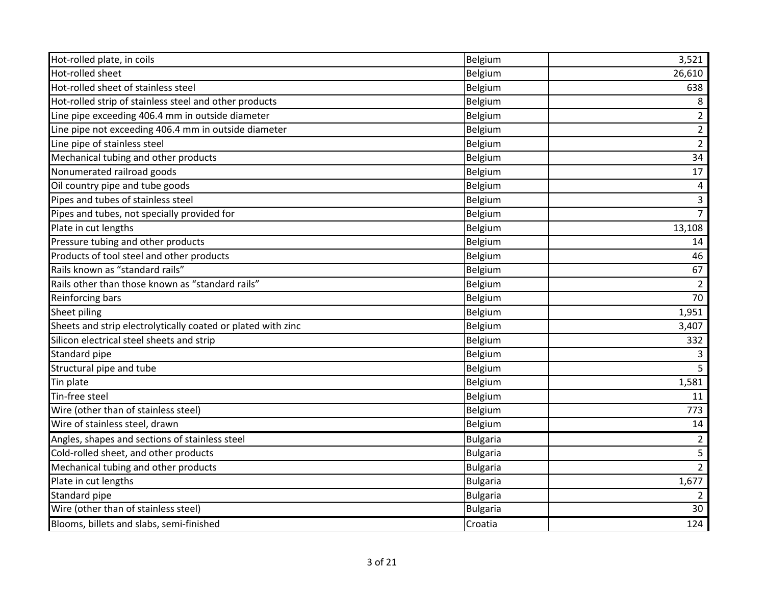| | | |
|---|---|---|
| Hot-rolled plate, in coils | Belgium | 3,521 |
| Hot-rolled sheet | Belgium | 26,610 |
| Hot-rolled sheet of stainless steel | Belgium | 638 |
| Hot-rolled strip of stainless steel and other products | Belgium | 8 |
| Line pipe exceeding 406.4 mm in outside diameter | Belgium | 2 |
| Line pipe not exceeding 406.4 mm in outside diameter | Belgium | 2 |
| Line pipe of stainless steel | Belgium | 2 |
| Mechanical tubing and other products | Belgium | 34 |
| Nonumerated railroad goods | Belgium | 17 |
| Oil country pipe and tube goods | Belgium | 4 |
| Pipes and tubes of stainless steel | Belgium | 3 |
| Pipes and tubes, not specially provided for | Belgium | 7 |
| Plate in cut lengths | Belgium | 13,108 |
| Pressure tubing and other products | Belgium | 14 |
| Products of tool steel and other products | Belgium | 46 |
| Rails known as “standard rails” | Belgium | 67 |
| Rails other than those known as “standard rails” | Belgium | 2 |
| Reinforcing bars | Belgium | 70 |
| Sheet piling | Belgium | 1,951 |
| Sheets and strip electrolytically coated or plated with zinc | Belgium | 3,407 |
| Silicon electrical steel sheets and strip | Belgium | 332 |
| Standard pipe | Belgium | 3 |
| Structural pipe and tube | Belgium | 5 |
| Tin plate | Belgium | 1,581 |
| Tin-free steel | Belgium | 11 |
| Wire (other than of stainless steel) | Belgium | 773 |
| Wire of stainless steel, drawn | Belgium | 14 |
| Angles, shapes and sections of stainless steel | Bulgaria | 2 |
| Cold-rolled sheet, and other products | Bulgaria | 5 |
| Mechanical tubing and other products | Bulgaria | 2 |
| Plate in cut lengths | Bulgaria | 1,677 |
| Standard pipe | Bulgaria | 2 |
| Wire (other than of stainless steel) | Bulgaria | 30 |
| Blooms, billets and slabs, semi-finished | Croatia | 124 |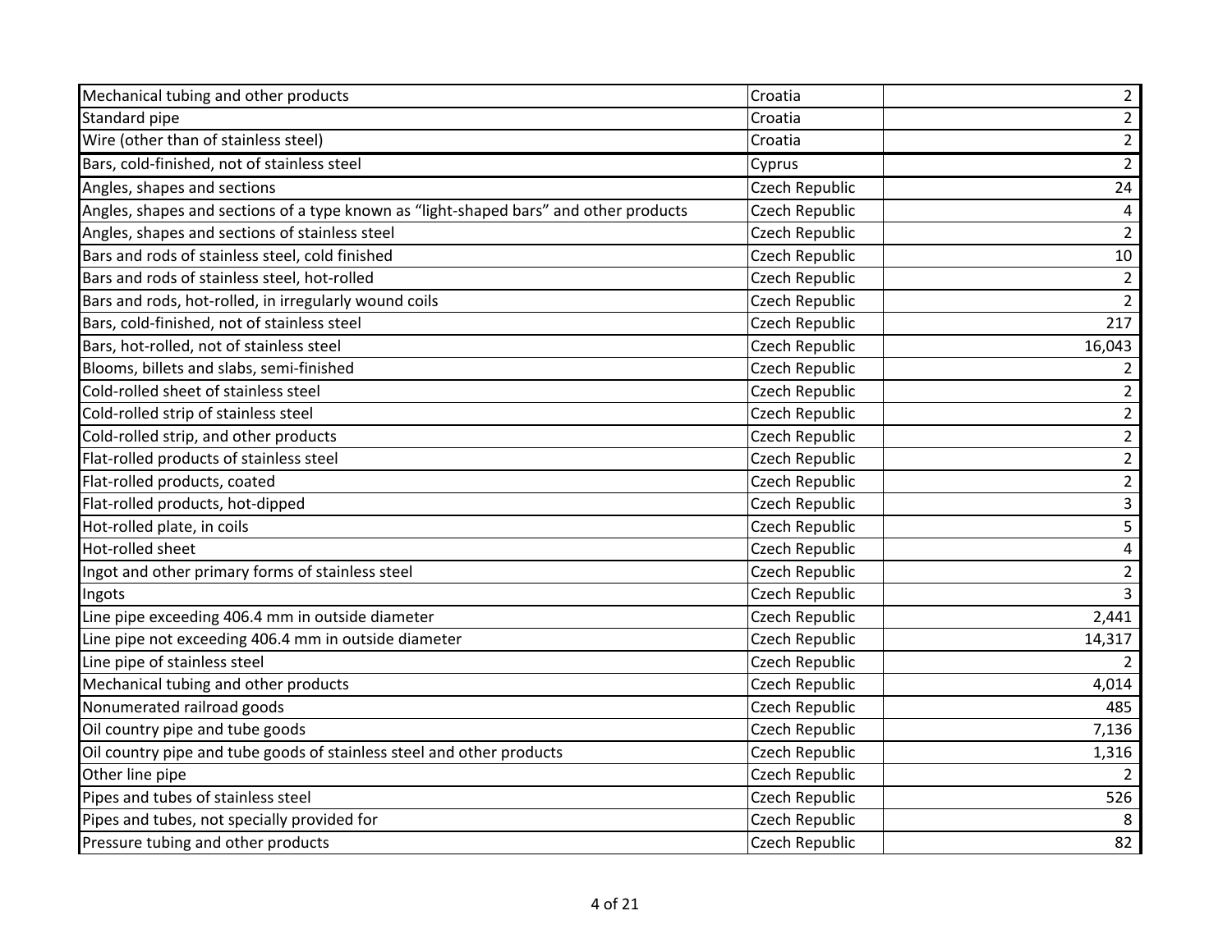| | | |
|---|---|---|
| Mechanical tubing and other products | Croatia | 2 |
| Standard pipe | Croatia | 2 |
| Wire (other than of stainless steel) | Croatia | 2 |
| Bars, cold-finished, not of stainless steel | Cyprus | 2 |
| Angles, shapes and sections | Czech Republic | 24 |
| Angles, shapes and sections of a type known as “light-shaped bars” and other products | Czech Republic | 4 |
| Angles, shapes and sections | Czech Republic | 2 |
| Bars and rods of stainless steel, cold finished | Czech Republic | 10 |
| Bars and rods of stainless steel, hot-rolled | Czech Republic | 2 |
| Bars and rods, hot-rolled, in irregularly wound coils | Czech Republic | 2 |
| Bars, cold-finished, not of stainless steel | Czech Republic | 217 |
| Bars, hot-rolled, not of stainless steel | Czech Republic | 16,043 |
| Blooms, billets and slabs, semi-finished | Czech Republic | 2 |
| Cold-rolled sheet of stainless steel | Czech Republic | 2 |
| Cold-rolled strip of stainless steel | Czech Republic | 2 |
| Cold-rolled strip, and other products | Czech Republic | 2 |
| Flat-rolled products of stainless steel | Czech Republic | 2 |
| Flat-rolled products, coated | Czech Republic | 2 |
| Flat-rolled products, hot-dipped | Czech Republic | 3 |
| Hot-rolled plate, in coils | Czech Republic | 5 |
| Hot-rolled sheet | Czech Republic | 4 |
| Ingot and other primary forms of stainless steel | Czech Republic | 2 |
| Ingots | Czech Republic | 3 |
| Line pipe exceeding 406.4 mm in outside diameter | Czech Republic | 2,441 |
| Line pipe not exceeding 406.4 mm in outside diameter | Czech Republic | 14,317 |
| Line pipe of stainless steel | Czech Republic | 2 |
| Mechanical tubing and other products | Czech Republic | 4,014 |
| Nonumerated railroad goods | Czech Republic | 485 |
| Oil country pipe and tube goods | Czech Republic | 7,136 |
| Oil country pipe and tube goods of stainless steel and other products | Czech Republic | 1,316 |
| Other line pipe | Czech Republic | 2 |
| Pipes and tubes of stainless steel | Czech Republic | 526 |
| Pipes and tubes, not specially provided for | Czech Republic | 8 |
| Pressure tubing and other products | Czech Republic | 82 |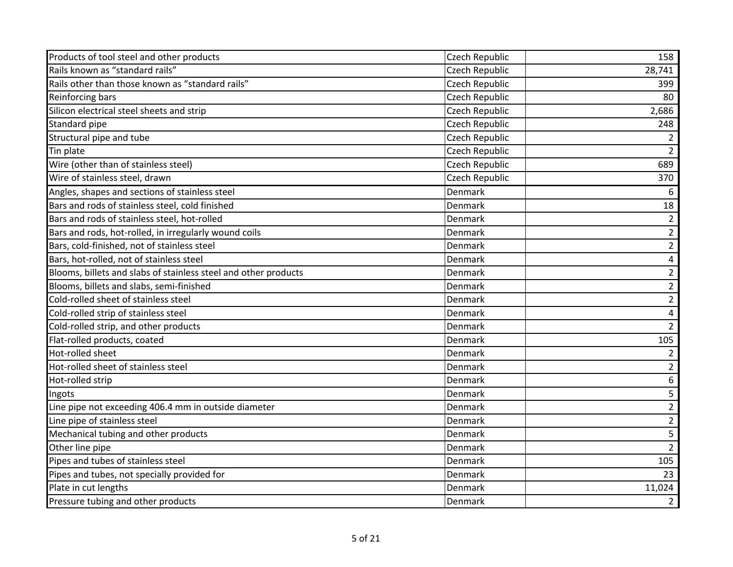| | | |
|---|---|---|
| Products of tool steel and other products | Czech Republic | 158 |
| Rails known as “standard rails” | Czech Republic | 28,741 |
| Rails other than those known as “standard rails” | Czech Republic | 399 |
| Reinforcing bars | Czech Republic | 80 |
| Silicon electrical steel sheets and strip | Czech Republic | 2,686 |
| Standard pipe | Czech Republic | 248 |
| Structural pipe and tube | Czech Republic | 2 |
| Tin plate | Czech Republic | 2 |
| Wire (other than of stainless steel) | Czech Republic | 689 |
| Wire of stainless steel, drawn | Czech Republic | 370 |
| Angles, shapes and sections of stainless steel | Denmark | 6 |
| Bars and rods of stainless steel, cold finished | Denmark | 18 |
| Bars and rods of stainless steel, hot-rolled | Denmark | 2 |
| Bars and rods, hot-rolled, in irregularly wound coils | Denmark | 2 |
| Bars, cold-finished, not of stainless steel | Denmark | 2 |
| Bars, hot-rolled, not of stainless steel | Denmark | 4 |
| Blooms, billets and slabs of stainless steel and other products | Denmark | 2 |
| Blooms, billets and slabs, semi-finished | Denmark | 2 |
| Cold-rolled sheet of stainless steel | Denmark | 2 |
| Cold-rolled strip of stainless steel | Denmark | 4 |
| Cold-rolled strip, and other products | Denmark | 2 |
| Flat-rolled products, coated | Denmark | 105 |
| Hot-rolled sheet | Denmark | 2 |
| Hot-rolled sheet of stainless steel | Denmark | 2 |
| Hot-rolled strip | Denmark | 6 |
| Ingots | Denmark | 5 |
| Line pipe not exceeding 406.4 mm in outside diameter | Denmark | 2 |
| Line pipe of stainless steel | Denmark | 2 |
| Mechanical tubing and other products | Denmark | 5 |
| Other line pipe | Denmark | 2 |
| Pipes and tubes of stainless steel | Denmark | 105 |
| Pipes and tubes, not specially provided for | Denmark | 23 |
| Plate in cut lengths | Denmark | 11,024 |
| Pressure tubing and other products | Denmark | 2 |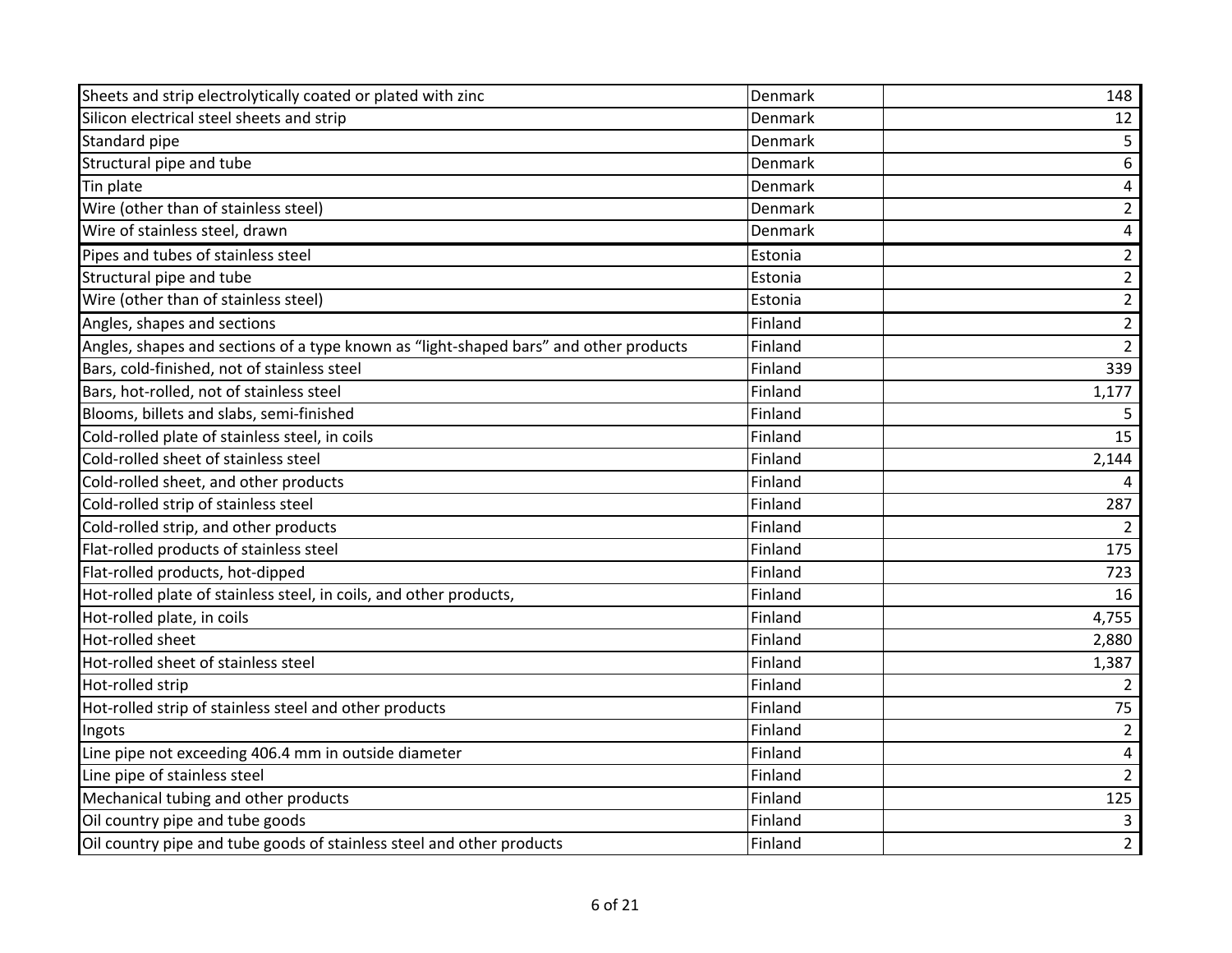| | | |
|---|---|---|
| Sheets and strip electrolytically coated or plated with zinc | Denmark | 148 |
| Silicon electrical steel sheets and strip | Denmark | 12 |
| Standard pipe | Denmark | 5 |
| Structural pipe and tube | Denmark | 6 |
| Tin plate | Denmark | 4 |
| Wire (other than of stainless steel) | Denmark | 2 |
| Wire of stainless steel, drawn | Denmark | 4 |
| Pipes and tubes of stainless steel | Estonia | 2 |
| Structural pipe and tube | Estonia | 2 |
| Wire (other than of stainless steel) | Estonia | 2 |
| Angles, shapes and sections | Finland | 2 |
| Angles, shapes and sections of a type known as “light-shaped bars” and other products | Finland | 2 |
| Bars, cold-finished, not of stainless steel | Finland | 339 |
| Bars, hot-rolled, not of stainless steel | Finland | 1,177 |
| Blooms, billets and slabs, semi-finished | Finland | 5 |
| Cold-rolled plate of stainless steel, in coils | Finland | 15 |
| Cold-rolled sheet of stainless steel | Finland | 2,144 |
| Cold-rolled sheet, and other products | Finland | 4 |
| Cold-rolled strip of stainless steel | Finland | 287 |
| Cold-rolled strip, and other products | Finland | 2 |
| Flat-rolled products of stainless steel | Finland | 175 |
| Flat-rolled products, hot-dipped | Finland | 723 |
| Hot-rolled plate of stainless steel, in coils, and other products, | Finland | 16 |
| Hot-rolled plate, in coils | Finland | 4,755 |
| Hot-rolled sheet | Finland | 2,880 |
| Hot-rolled sheet of stainless steel | Finland | 1,387 |
| Hot-rolled strip | Finland | 2 |
| Hot-rolled strip of stainless steel and other products | Finland | 75 |
| Ingots | Finland | 2 |
| Line pipe not exceeding 406.4 mm in outside diameter | Finland | 4 |
| Line pipe of stainless steel | Finland | 2 |
| Mechanical tubing and other products | Finland | 125 |
| Oil country pipe and tube goods | Finland | 3 |
| Oil country pipe and tube goods of stainless steel and other products | Finland | 2 |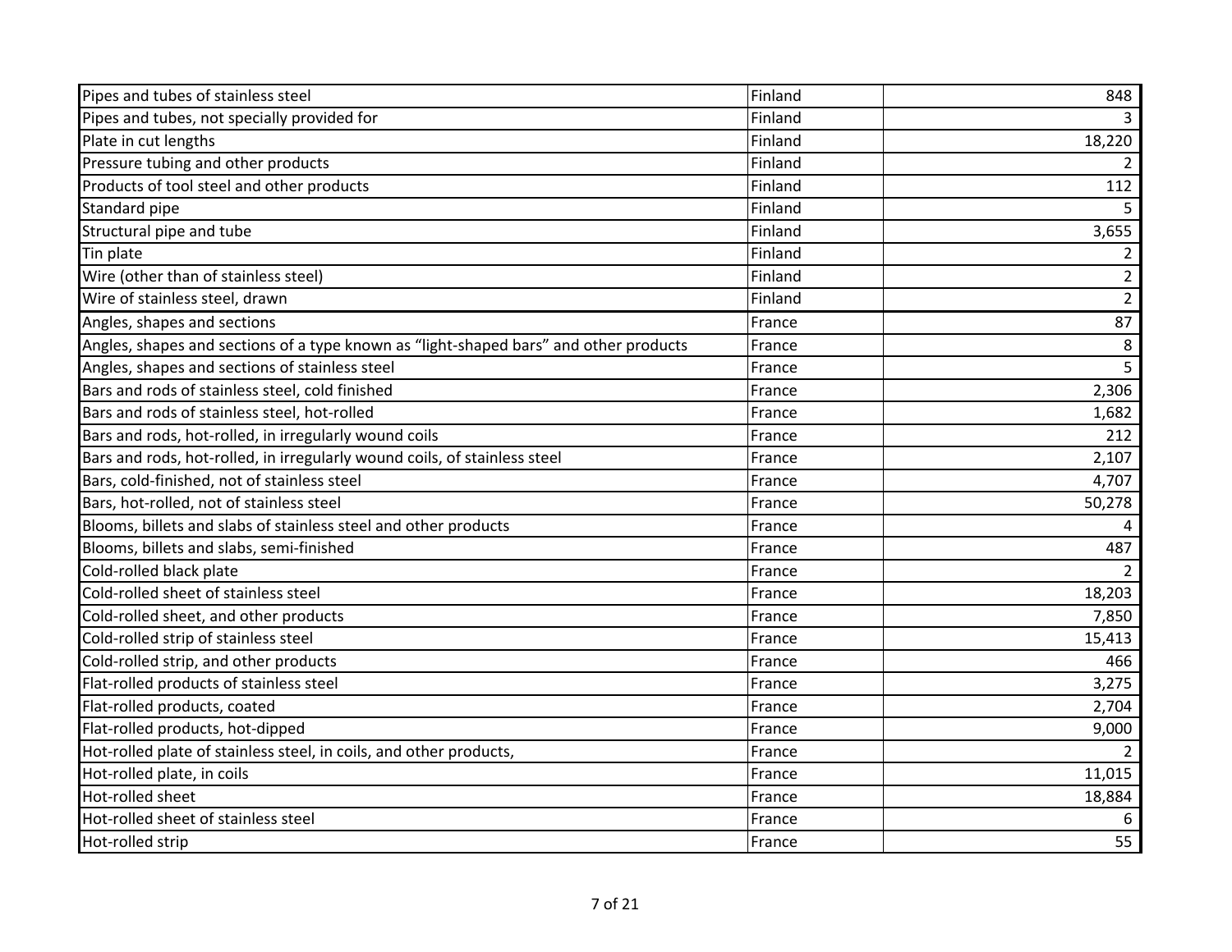| | | |
|---|---|---|
| Pipes and tubes of stainless steel | Finland | 848 |
| Pipes and tubes, not specially provided for | Finland | 3 |
| Plate in cut lengths | Finland | 18,220 |
| Pressure tubing and other products | Finland | 2 |
| Products of tool steel and other products | Finland | 112 |
| Standard pipe | Finland | 5 |
| Structural pipe and tube | Finland | 3,655 |
| Tin plate | Finland | 2 |
| Wire (other than of stainless steel) | Finland | 2 |
| Wire of stainless steel, drawn | Finland | 2 |
| Angles, shapes and sections | France | 87 |
| Angles, shapes and sections of a type known as “light-shaped bars” and other products | France | 8 |
| Angles, shapes and sections of stainless steel | France | 5 |
| Bars and rods of stainless steel, cold finished | France | 2,306 |
| Bars and rods of stainless steel, hot-rolled | France | 1,682 |
| Bars and rods, hot-rolled, in irregularly wound coils | France | 212 |
| Bars and rods, hot-rolled, in irregularly wound coils, of stainless steel | France | 2,107 |
| Bars, cold-finished, not of stainless steel | France | 4,707 |
| Bars, hot-rolled, not of stainless steel | France | 50,278 |
| Blooms, billets and slabs of stainless steel and other products | France | 4 |
| Blooms, billets and slabs, semi-finished | France | 487 |
| Cold-rolled black plate | France | 2 |
| Cold-rolled sheet of stainless steel | France | 18,203 |
| Cold-rolled sheet, and other products | France | 7,850 |
| Cold-rolled strip of stainless steel | France | 15,413 |
| Cold-rolled strip, and other products | France | 466 |
| Flat-rolled products of stainless steel | France | 3,275 |
| Flat-rolled products, coated | France | 2,704 |
| Flat-rolled products, hot-dipped | France | 9,000 |
| Hot-rolled plate of stainless steel, in coils, and other products, | France | 2 |
| Hot-rolled plate, in coils | France | 11,015 |
| Hot-rolled sheet | France | 18,884 |
| Hot-rolled sheet of stainless steel | France | 6 |
| Hot-rolled strip | France | 55 |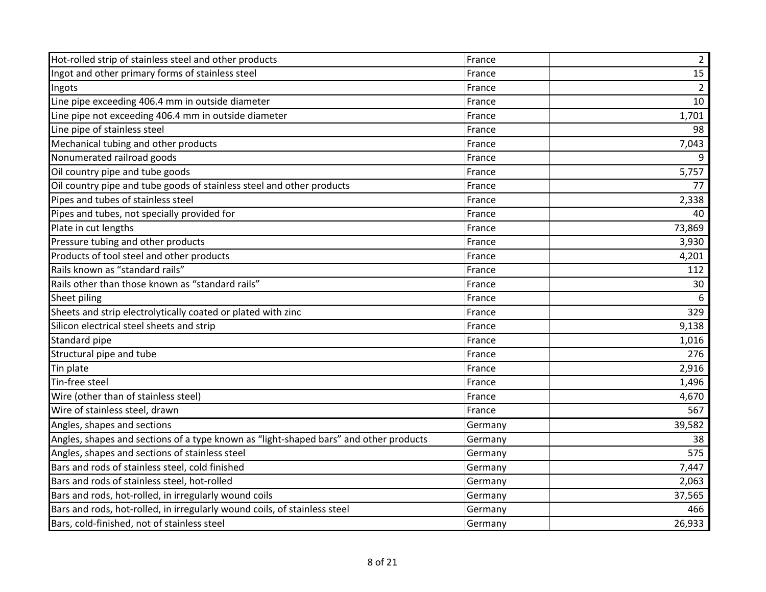| | | |
|---|---|---|
| Hot-rolled strip of stainless steel and other products | France | 2 |
| Ingot and other primary forms of stainless steel | France | 15 |
| Ingots | France | 2 |
| Line pipe exceeding 406.4 mm in outside diameter | France | 10 |
| Line pipe not exceeding 406.4 mm in outside diameter | France | 1,701 |
| Line pipe of stainless steel | France | 98 |
| Mechanical tubing and other products | France | 7,043 |
| Nonumerated railroad goods | France | 9 |
| Oil country pipe and tube goods | France | 5,757 |
| Oil country pipe and tube goods of stainless steel and other products | France | 77 |
| Pipes and tubes of stainless steel | France | 2,338 |
| Pipes and tubes, not specially provided for | France | 40 |
| Plate in cut lengths | France | 73,869 |
| Pressure tubing and other products | France | 3,930 |
| Products of tool steel and other products | France | 4,201 |
| Rails known as "standard rails" | France | 112 |
| Rails other than those known as "standard rails" | France | 30 |
| Sheet piling | France | 6 |
| Sheets and strip electrolytically coated or plated with zinc | France | 329 |
| Silicon electrical steel sheets and strip | France | 9,138 |
| Standard pipe | France | 1,016 |
| Structural pipe and tube | France | 276 |
| Tin plate | France | 2,916 |
| Tin-free steel | France | 1,496 |
| Wire (other than of stainless steel) | France | 4,670 |
| Wire of stainless steel, drawn | France | 567 |
| Angles, shapes and sections | Germany | 39,582 |
| Angles, shapes and sections of a type known as "light-shaped bars" and other products | Germany | 38 |
| Angles, shapes and sections of stainless steel | Germany | 575 |
| Bars and rods of stainless steel, cold finished | Germany | 7,447 |
| Bars and rods of stainless steel, hot-rolled | Germany | 2,063 |
| Bars and rods, hot-rolled, in irregularly wound coils | Germany | 37,565 |
| Bars and rods, hot-rolled, in irregularly wound coils, of stainless steel | Germany | 466 |
| Bars, cold-finished, not of stainless steel | Germany | 26,933 |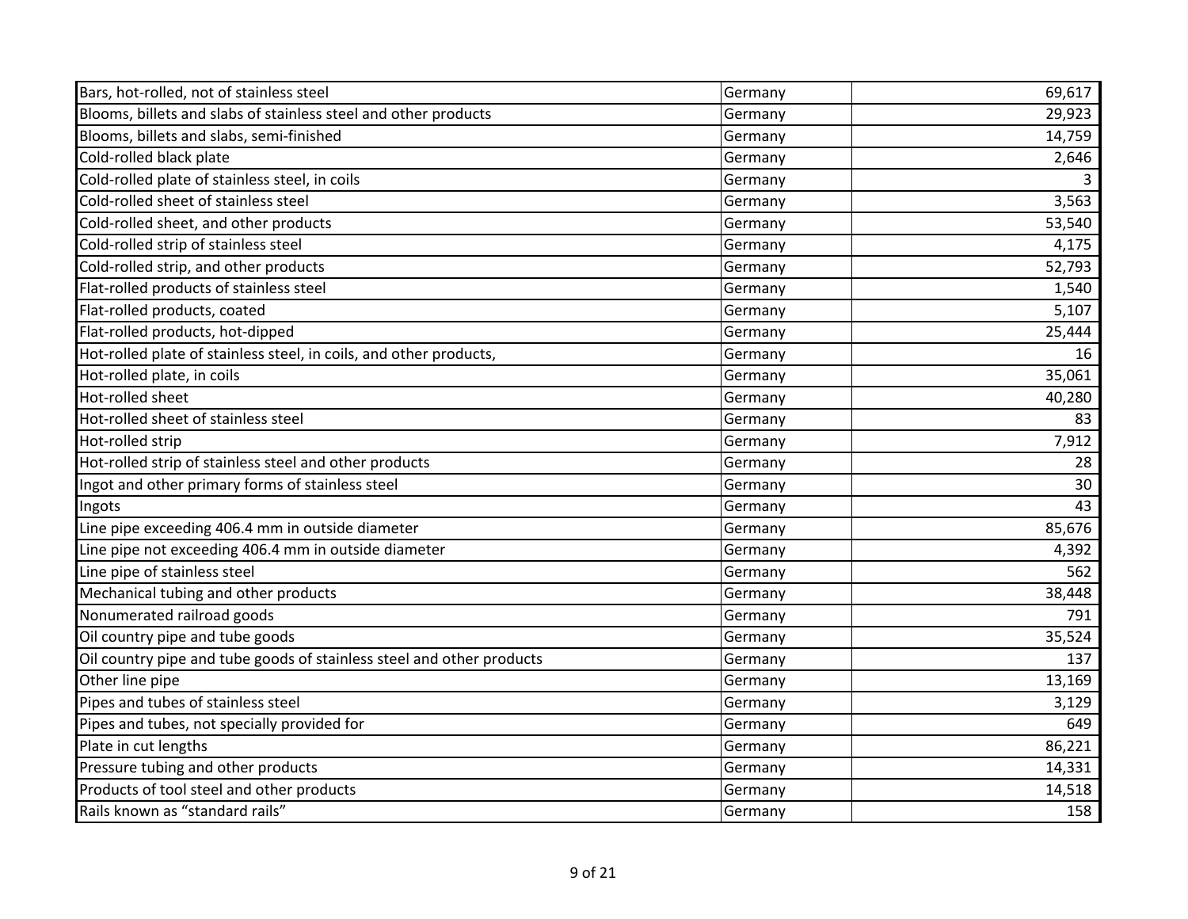| | | |
|---|---|---|
| Bars, hot-rolled, not of stainless steel | Germany | 69,617 |
| Blooms, billets and slabs of stainless steel and other products | Germany | 29,923 |
| Blooms, billets and slabs, semi-finished | Germany | 14,759 |
| Cold-rolled black plate | Germany | 2,646 |
| Cold-rolled plate of stainless steel, in coils | Germany | 3 |
| Cold-rolled sheet of stainless steel | Germany | 3,563 |
| Cold-rolled sheet, and other products | Germany | 53,540 |
| Cold-rolled strip of stainless steel | Germany | 4,175 |
| Cold-rolled strip, and other products | Germany | 52,793 |
| Flat-rolled products of stainless steel | Germany | 1,540 |
| Flat-rolled products, coated | Germany | 5,107 |
| Flat-rolled products, hot-dipped | Germany | 25,444 |
| Hot-rolled plate of stainless steel, in coils, and other products, | Germany | 16 |
| Hot-rolled plate, in coils | Germany | 35,061 |
| Hot-rolled sheet | Germany | 40,280 |
| Hot-rolled sheet of stainless steel | Germany | 83 |
| Hot-rolled strip | Germany | 7,912 |
| Hot-rolled strip of stainless steel and other products | Germany | 28 |
| Ingot and other primary forms of stainless steel | Germany | 30 |
| Ingots | Germany | 43 |
| Line pipe exceeding 406.4 mm in outside diameter | Germany | 85,676 |
| Line pipe not exceeding 406.4 mm in outside diameter | Germany | 4,392 |
| Line pipe of stainless steel | Germany | 562 |
| Mechanical tubing and other products | Germany | 38,448 |
| Nonumerated railroad goods | Germany | 791 |
| Oil country pipe and tube goods | Germany | 35,524 |
| Oil country pipe and tube goods of stainless steel and other products | Germany | 137 |
| Other line pipe | Germany | 13,169 |
| Pipes and tubes of stainless steel | Germany | 3,129 |
| Pipes and tubes, not specially provided for | Germany | 649 |
| Plate in cut lengths | Germany | 86,221 |
| Pressure tubing and other products | Germany | 14,331 |
| Products of tool steel and other products | Germany | 14,518 |
| Rails known as “standard rails” | Germany | 158 |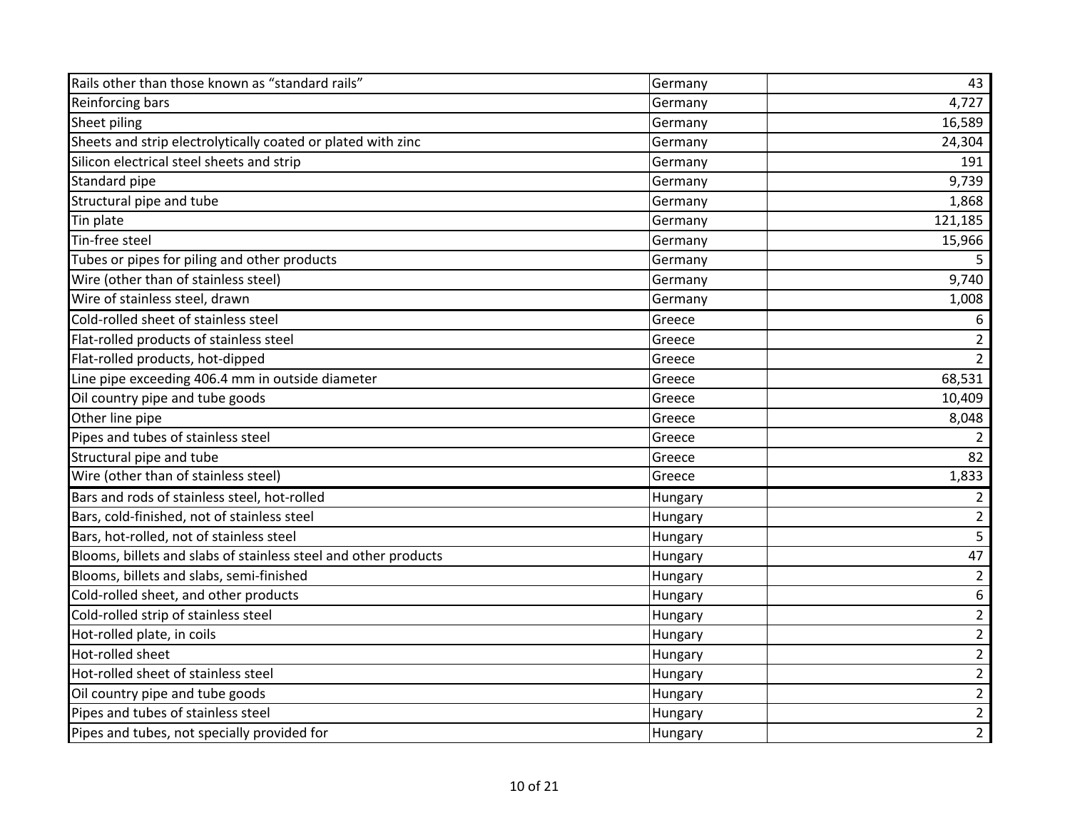| | | |
|---|---|---|
| Rails other than those known as “standard rails” | Germany | 43 |
| Reinforcing bars | Germany | 4,727 |
| Sheet piling | Germany | 16,589 |
| Sheets and strip electrolytically coated or plated with zinc | Germany | 24,304 |
| Silicon electrical steel sheets and strip | Germany | 191 |
| Standard pipe | Germany | 9,739 |
| Structural pipe and tube | Germany | 1,868 |
| Tin plate | Germany | 121,185 |
| Tin-free steel | Germany | 15,966 |
| Tubes or pipes for piling and other products | Germany | 5 |
| Wire (other than of stainless steel) | Germany | 9,740 |
| Wire of stainless steel, drawn | Germany | 1,008 |
| Cold-rolled sheet of stainless steel | Greece | 6 |
| Flat-rolled products of stainless steel | Greece | 2 |
| Flat-rolled products, hot-dipped | Greece | 2 |
| Line pipe exceeding 406.4 mm in outside diameter | Greece | 68,531 |
| Oil country pipe and tube goods | Greece | 10,409 |
| Other line pipe | Greece | 8,048 |
| Pipes and tubes of stainless steel | Greece | 2 |
| Structural pipe and tube | Greece | 82 |
| Wire (other than of stainless steel) | Greece | 1,833 |
| Bars and rods of stainless steel, hot-rolled | Hungary | 2 |
| Bars, cold-finished, not of stainless steel | Hungary | 2 |
| Bars, hot-rolled, not of stainless steel | Hungary | 5 |
| Blooms, billets and slabs of stainless steel and other products | Hungary | 47 |
| Blooms, billets and slabs, semi-finished | Hungary | 2 |
| Cold-rolled sheet, and other products | Hungary | 6 |
| Cold-rolled strip of stainless steel | Hungary | 2 |
| Hot-rolled plate, in coils | Hungary | 2 |
| Hot-rolled sheet | Hungary | 2 |
| Hot-rolled sheet of stainless steel | Hungary | 2 |
| Oil country pipe and tube goods | Hungary | 2 |
| Pipes and tubes of stainless steel | Hungary | 2 |
| Pipes and tubes, not specially provided for | Hungary | 2 |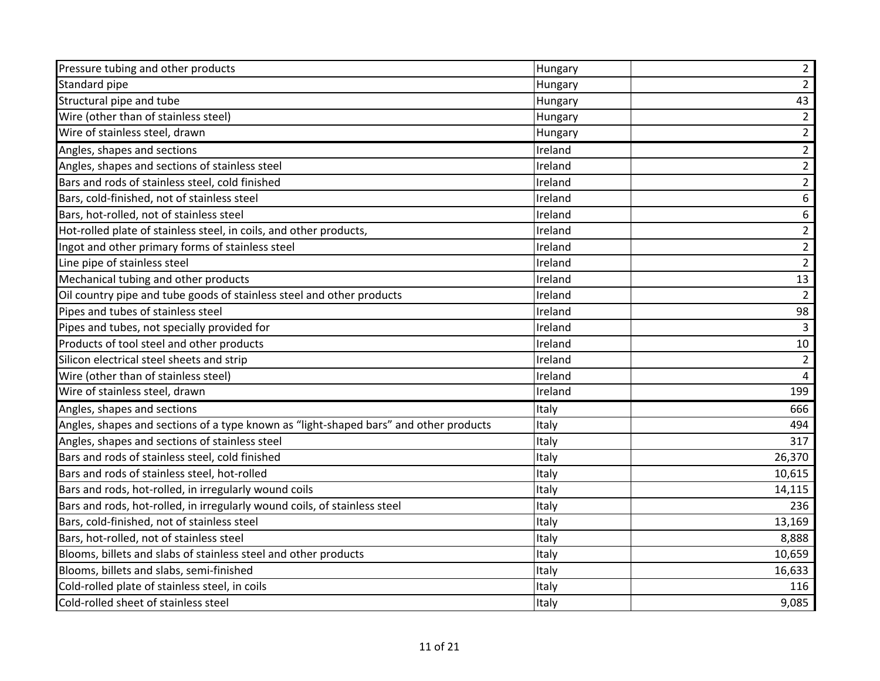| | | |
|---|---|---|
| Pressure tubing and other products | Hungary | 2 |
| Standard pipe | Hungary | 2 |
| Structural pipe and tube | Hungary | 43 |
| Wire (other than of stainless steel) | Hungary | 2 |
| Wire of stainless steel, drawn | Hungary | 2 |
| Angles, shapes and sections | Ireland | 2 |
| Angles, shapes and sections of stainless steel | Ireland | 2 |
| Bars and rods of stainless steel, cold finished | Ireland | 2 |
| Bars, cold-finished, not of stainless steel | Ireland | 6 |
| Bars, hot-rolled, not of stainless steel | Ireland | 6 |
| Hot-rolled plate of stainless steel, in coils, and other products, | Ireland | 2 |
| Ingot and other primary forms of stainless steel | Ireland | 2 |
| Line pipe of stainless steel | Ireland | 2 |
| Mechanical tubing and other products | Ireland | 13 |
| Oil country pipe and tube goods of stainless steel and other products | Ireland | 2 |
| Pipes and tubes of stainless steel | Ireland | 98 |
| Pipes and tubes, not specially provided for | Ireland | 3 |
| Products of tool steel and other products | Ireland | 10 |
| Silicon electrical steel sheets and strip | Ireland | 2 |
| Wire (other than of stainless steel) | Ireland | 4 |
| Wire of stainless steel, drawn | Ireland | 199 |
| Angles, shapes and sections | Italy | 666 |
| Angles, shapes and sections of a type known as “light-shaped bars” and other products | Italy | 494 |
| Angles, shapes and sections of stainless steel | Italy | 317 |
| Bars and rods of stainless steel, cold finished | Italy | 26,370 |
| Bars and rods of stainless steel, hot-rolled | Italy | 10,615 |
| Bars and rods, hot-rolled, in irregularly wound coils | Italy | 14,115 |
| Bars and rods, hot-rolled, in irregularly wound coils, of stainless steel | Italy | 236 |
| Bars, cold-finished, not of stainless steel | Italy | 13,169 |
| Bars, hot-rolled, not of stainless steel | Italy | 8,888 |
| Blooms, billets and slabs of stainless steel and other products | Italy | 10,659 |
| Blooms, billets and slabs, semi-finished | Italy | 16,633 |
| Cold-rolled plate of stainless steel, in coils | Italy | 116 |
| Cold-rolled sheet of stainless steel | Italy | 9,085 |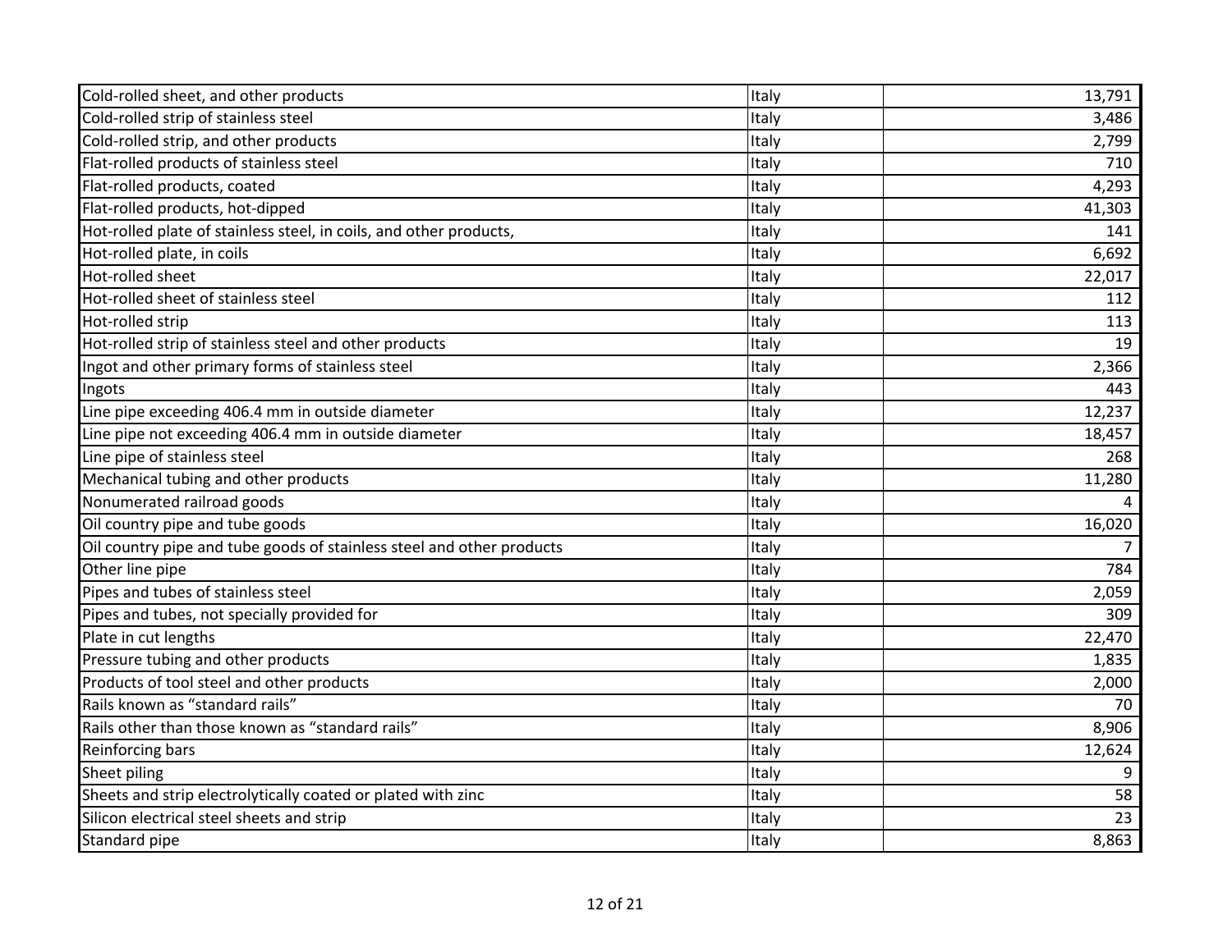| | | |
|---|---|---|
| Cold-rolled sheet, and other products | Italy | 13,791 |
| Cold-rolled strip of stainless steel | Italy | 3,486 |
| Cold-rolled strip, and other products | Italy | 2,799 |
| Flat-rolled products of stainless steel | Italy | 710 |
| Flat-rolled products, coated | Italy | 4,293 |
| Flat-rolled products, hot-dipped | Italy | 41,303 |
| Hot-rolled plate of stainless steel, in coils, and other products, | Italy | 141 |
| Hot-rolled plate, in coils | Italy | 6,692 |
| Hot-rolled sheet | Italy | 22,017 |
| Hot-rolled sheet of stainless steel | Italy | 112 |
| Hot-rolled strip | Italy | 113 |
| Hot-rolled strip of stainless steel and other products | Italy | 19 |
| Ingot and other primary forms of stainless steel | Italy | 2,366 |
| Ingots | Italy | 443 |
| Line pipe exceeding 406.4 mm in outside diameter | Italy | 12,237 |
| Line pipe not exceeding 406.4 mm in outside diameter | Italy | 18,457 |
| Line pipe of stainless steel | Italy | 268 |
| Mechanical tubing and other products | Italy | 11,280 |
| Nonumerated railroad goods | Italy | 4 |
| Oil country pipe and tube goods | Italy | 16,020 |
| Oil country pipe and tube goods of stainless steel and other products | Italy | 7 |
| Other line pipe | Italy | 784 |
| Pipes and tubes of stainless steel | Italy | 2,059 |
| Pipes and tubes, not specially provided for | Italy | 309 |
| Plate in cut lengths | Italy | 22,470 |
| Pressure tubing and other products | Italy | 1,835 |
| Products of tool steel and other products | Italy | 2,000 |
| Rails known as "standard rails" | Italy | 70 |
| Rails other than those known as "standard rails" | Italy | 8,906 |
| Reinforcing bars | Italy | 12,624 |
| Sheet piling | Italy | 9 |
| Sheets and strip electrolytically coated or plated with zinc | Italy | 58 |
| Silicon electrical steel sheets and strip | Italy | 23 |
| Standard pipe | Italy | 8,863 |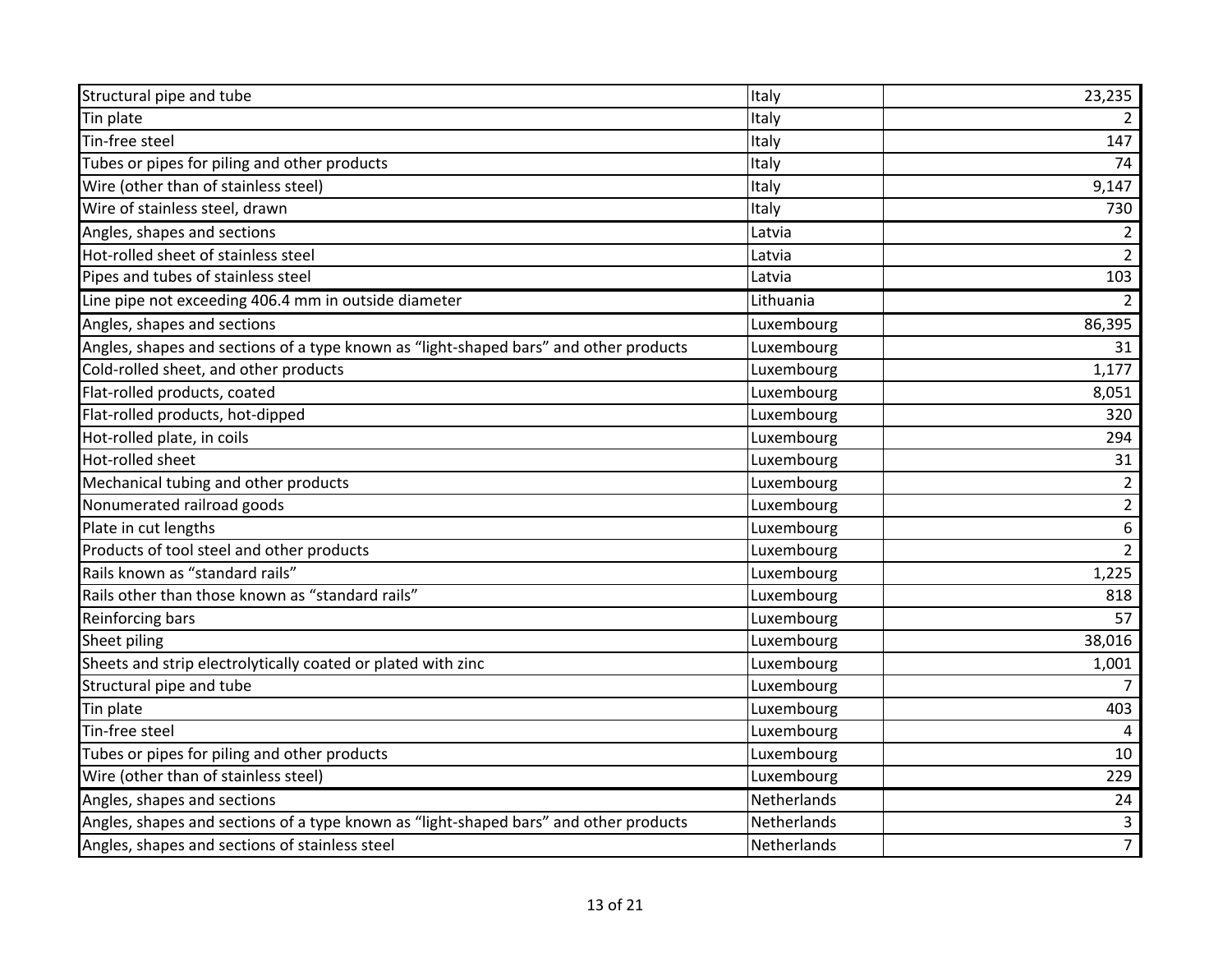| | | |
|---|---|---|
| Structural pipe and tube | Italy | 23,235 |
| Tin plate | Italy | 2 |
| Tin-free steel | Italy | 147 |
| Tubes or pipes for piling and other products | Italy | 74 |
| Wire (other than of stainless steel) | Italy | 9,147 |
| Wire of stainless steel, drawn | Italy | 730 |
| Angles, shapes and sections | Latvia | 2 |
| Hot-rolled sheet of stainless steel | Latvia | 2 |
| Pipes and tubes of stainless steel | Latvia | 103 |
| Line pipe not exceeding 406.4 mm in outside diameter | Lithuania | 2 |
| Angles, shapes and sections | Luxembourg | 86,395 |
| Angles, shapes and sections of a type known as “light-shaped bars” and other products | Luxembourg | 31 |
| Cold-rolled sheet, and other products | Luxembourg | 1,177 |
| Flat-rolled products, coated | Luxembourg | 8,051 |
| Flat-rolled products, hot-dipped | Luxembourg | 320 |
| Hot-rolled plate, in coils | Luxembourg | 294 |
| Hot-rolled sheet | Luxembourg | 31 |
| Mechanical tubing and other products | Luxembourg | 2 |
| Nonumerated railroad goods | Luxembourg | 2 |
| Plate in cut lengths | Luxembourg | 6 |
| Products of tool steel and other products | Luxembourg | 2 |
| Rails known as “standard rails” | Luxembourg | 1,225 |
| Rails other than those known as “standard rails” | Luxembourg | 818 |
| Reinforcing bars | Luxembourg | 57 |
| Sheet piling | Luxembourg | 38,016 |
| Sheets and strip electrolytically coated or plated with zinc | Luxembourg | 1,001 |
| Structural pipe and tube | Luxembourg | 7 |
| Tin plate | Luxembourg | 403 |
| Tin-free steel | Luxembourg | 4 |
| Tubes or pipes for piling and other products | Luxembourg | 10 |
| Wire (other than of stainless steel) | Luxembourg | 229 |
| Angles, shapes and sections | Netherlands | 24 |
| Angles, shapes and sections of a type known as “light-shaped bars” and other products | Netherlands | 3 |
| Angles, shapes and sections of stainless steel | Netherlands | 7 |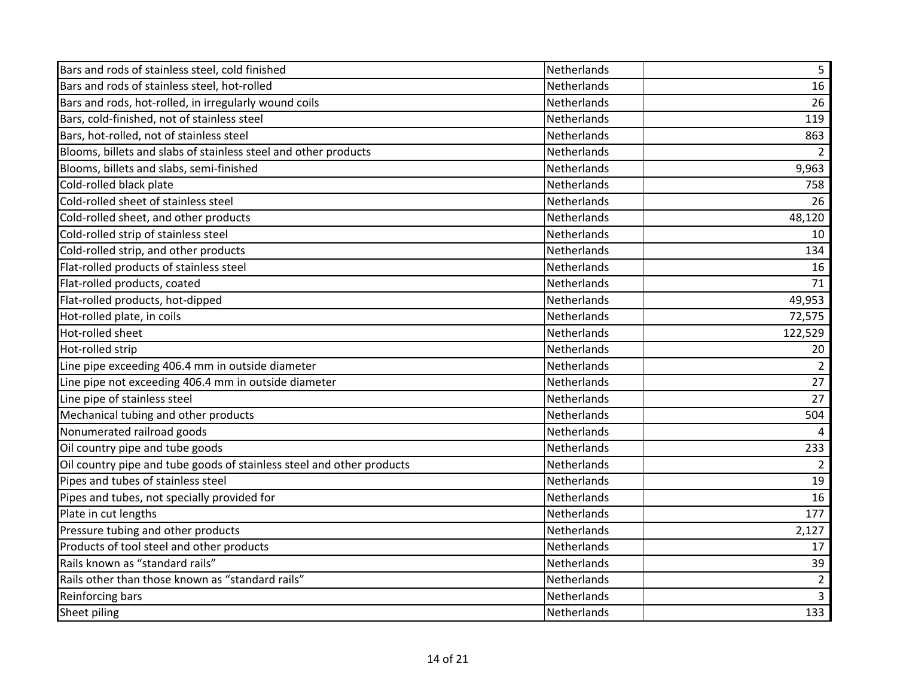| | | |
|---|---|---|
| Bars and rods of stainless steel, cold finished | Netherlands | 5 |
| Bars and rods of stainless steel, hot-rolled | Netherlands | 16 |
| Bars and rods, hot-rolled, in irregularly wound coils | Netherlands | 26 |
| Bars, cold-finished, not of stainless steel | Netherlands | 119 |
| Bars, hot-rolled, not of stainless steel | Netherlands | 863 |
| Blooms, billets and slabs of stainless steel and other products | Netherlands | 2 |
| Blooms, billets and slabs, semi-finished | Netherlands | 9,963 |
| Cold-rolled black plate | Netherlands | 758 |
| Cold-rolled sheet of stainless steel | Netherlands | 26 |
| Cold-rolled sheet, and other products | Netherlands | 48,120 |
| Cold-rolled strip of stainless steel | Netherlands | 10 |
| Cold-rolled strip, and other products | Netherlands | 134 |
| Flat-rolled products of stainless steel | Netherlands | 16 |
| Flat-rolled products, coated | Netherlands | 71 |
| Flat-rolled products, hot-dipped | Netherlands | 49,953 |
| Hot-rolled plate, in coils | Netherlands | 72,575 |
| Hot-rolled sheet | Netherlands | 122,529 |
| Hot-rolled strip | Netherlands | 20 |
| Line pipe exceeding 406.4 mm in outside diameter | Netherlands | 2 |
| Line pipe not exceeding 406.4 mm in outside diameter | Netherlands | 27 |
| Line pipe of stainless steel | Netherlands | 27 |
| Mechanical tubing and other products | Netherlands | 504 |
| Nonumerated railroad goods | Netherlands | 4 |
| Oil country pipe and tube goods | Netherlands | 233 |
| Oil country pipe and tube goods of stainless steel and other products | Netherlands | 2 |
| Pipes and tubes of stainless steel | Netherlands | 19 |
| Pipes and tubes, not specially provided for | Netherlands | 16 |
| Plate in cut lengths | Netherlands | 177 |
| Pressure tubing and other products | Netherlands | 2,127 |
| Products of tool steel and other products | Netherlands | 17 |
| Rails known as “standard rails” | Netherlands | 39 |
| Rails other than those known as “standard rails” | Netherlands | 2 |
| Reinforcing bars | Netherlands | 3 |
| Sheet piling | Netherlands | 133 |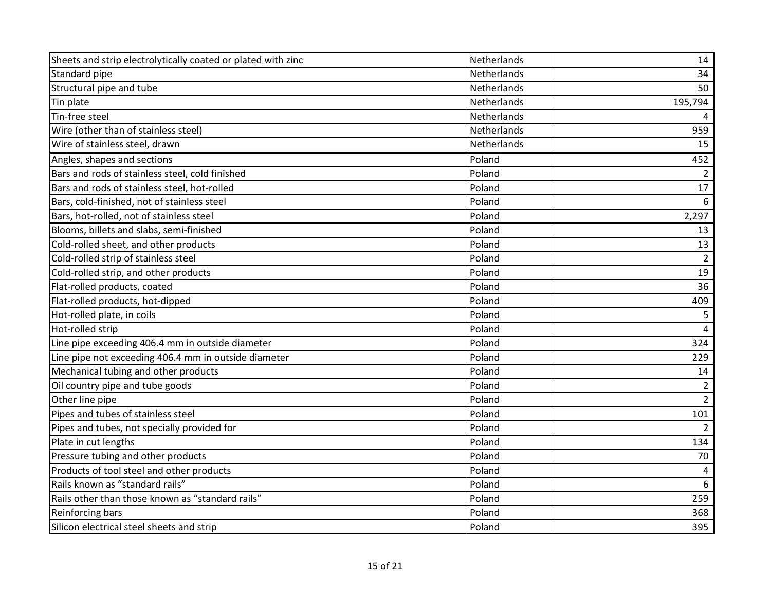| | | |
|---|---|---|
| Sheets and strip electrolytically coated or plated with zinc | Netherlands | 14 |
| Standard pipe | Netherlands | 34 |
| Structural pipe and tube | Netherlands | 50 |
| Tin plate | Netherlands | 195,794 |
| Tin-free steel | Netherlands | 4 |
| Wire (other than of stainless steel) | Netherlands | 959 |
| Wire of stainless steel, drawn | Netherlands | 15 |
| Angles, shapes and sections | Poland | 452 |
| Bars and rods of stainless steel, cold finished | Poland | 2 |
| Bars and rods of stainless steel, hot-rolled | Poland | 17 |
| Bars, cold-finished, not of stainless steel | Poland | 6 |
| Bars, hot-rolled, not of stainless steel | Poland | 2,297 |
| Blooms, billets and slabs, semi-finished | Poland | 13 |
| Cold-rolled sheet, and other products | Poland | 13 |
| Cold-rolled strip of stainless steel | Poland | 2 |
| Cold-rolled strip, and other products | Poland | 19 |
| Flat-rolled products, coated | Poland | 36 |
| Flat-rolled products, hot-dipped | Poland | 409 |
| Hot-rolled plate, in coils | Poland | 5 |
| Hot-rolled strip | Poland | 4 |
| Line pipe exceeding 406.4 mm in outside diameter | Poland | 324 |
| Line pipe not exceeding 406.4 mm in outside diameter | Poland | 229 |
| Mechanical tubing and other products | Poland | 14 |
| Oil country pipe and tube goods | Poland | 2 |
| Other line pipe | Poland | 2 |
| Pipes and tubes of stainless steel | Poland | 101 |
| Pipes and tubes, not specially provided for | Poland | 2 |
| Plate in cut lengths | Poland | 134 |
| Pressure tubing and other products | Poland | 70 |
| Products of tool steel and other products | Poland | 4 |
| Rails known as “standard rails” | Poland | 6 |
| Rails other than those known as “standard rails” | Poland | 259 |
| Reinforcing bars | Poland | 368 |
| Silicon electrical steel sheets and strip | Poland | 395 |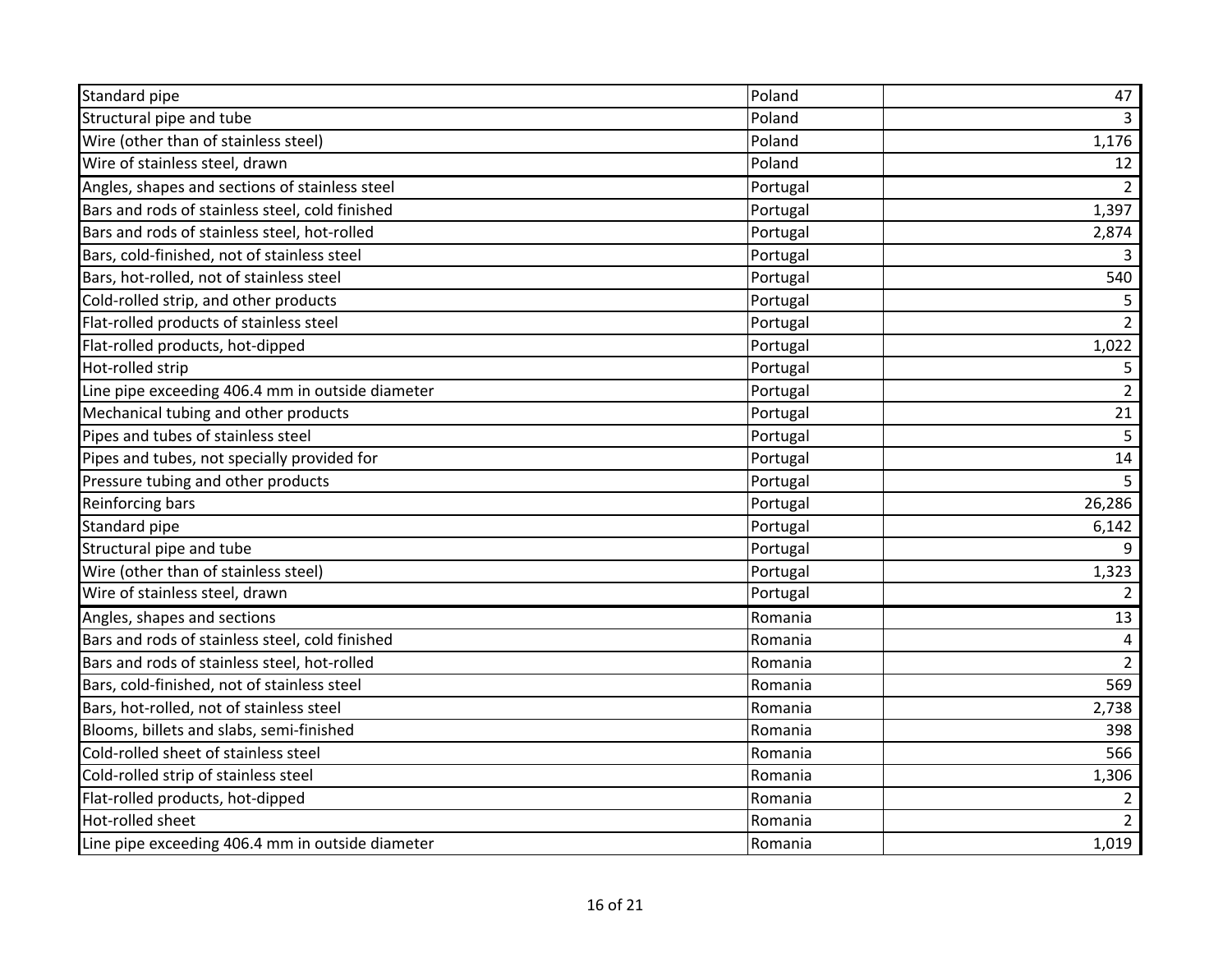| | | |
|---|---|---|
| Standard pipe | Poland | 47 |
| Structural pipe and tube | Poland | 3 |
| Wire (other than of stainless steel) | Poland | 1,176 |
| Wire of stainless steel, drawn | Poland | 12 |
| Angles, shapes and sections of stainless steel | Portugal | 2 |
| Bars and rods of stainless steel, cold finished | Portugal | 1,397 |
| Bars and rods of stainless steel, hot-rolled | Portugal | 2,874 |
| Bars, cold-finished, not of stainless steel | Portugal | 3 |
| Bars, hot-rolled, not of stainless steel | Portugal | 540 |
| Cold-rolled strip, and other products | Portugal | 5 |
| Flat-rolled products of stainless steel | Portugal | 2 |
| Flat-rolled products, hot-dipped | Portugal | 1,022 |
| Hot-rolled strip | Portugal | 5 |
| Line pipe exceeding 406.4 mm in outside diameter | Portugal | 2 |
| Mechanical tubing and other products | Portugal | 21 |
| Pipes and tubes of stainless steel | Portugal | 5 |
| Pipes and tubes, not specially provided for | Portugal | 14 |
| Pressure tubing and other products | Portugal | 5 |
| Reinforcing bars | Portugal | 26,286 |
| Standard pipe | Portugal | 6,142 |
| Structural pipe and tube | Portugal | 9 |
| Wire (other than of stainless steel) | Portugal | 1,323 |
| Wire of stainless steel, drawn | Portugal | 2 |
| Angles, shapes and sections | Romania | 13 |
| Bars and rods of stainless steel, cold finished | Romania | 4 |
| Bars and rods of stainless steel, hot-rolled | Romania | 2 |
| Bars, cold-finished, not of stainless steel | Romania | 569 |
| Bars, hot-rolled, not of stainless steel | Romania | 2,738 |
| Blooms, billets and slabs, semi-finished | Romania | 398 |
| Cold-rolled sheet of stainless steel | Romania | 566 |
| Cold-rolled strip of stainless steel | Romania | 1,306 |
| Flat-rolled products, hot-dipped | Romania | 2 |
| Hot-rolled sheet | Romania | 2 |
| Line pipe exceeding 406.4 mm in outside diameter | Romania | 1,019 |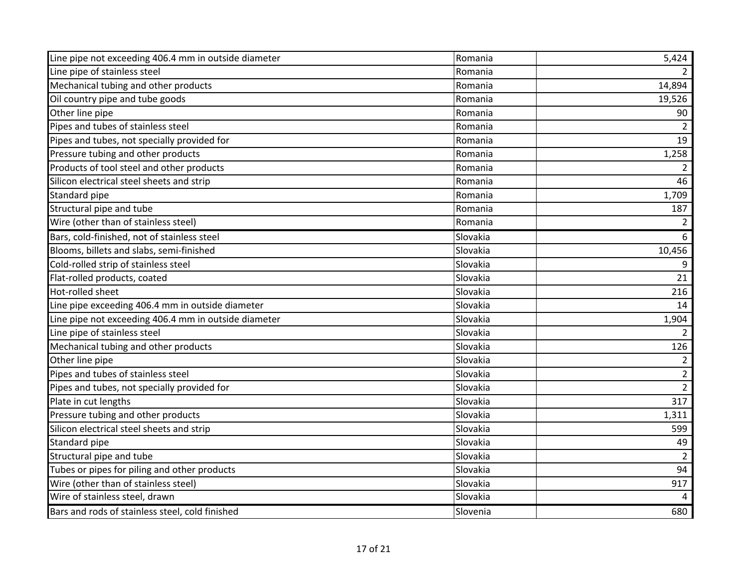| | | |
|---|---|---|
| Line pipe not exceeding 406.4 mm in outside diameter | Romania | 5,424 |
| Line pipe of stainless steel | Romania | 2 |
| Mechanical tubing and other products | Romania | 14,894 |
| Oil country pipe and tube goods | Romania | 19,526 |
| Other line pipe | Romania | 90 |
| Pipes and tubes of stainless steel | Romania | 2 |
| Pipes and tubes, not specially provided for | Romania | 19 |
| Pressure tubing and other products | Romania | 1,258 |
| Products of tool steel and other products | Romania | 2 |
| Silicon electrical steel sheets and strip | Romania | 46 |
| Standard pipe | Romania | 1,709 |
| Structural pipe and tube | Romania | 187 |
| Wire (other than of stainless steel) | Romania | 2 |
| Bars, cold-finished, not of stainless steel | Slovakia | 6 |
| Blooms, billets and slabs, semi-finished | Slovakia | 10,456 |
| Cold-rolled strip of stainless steel | Slovakia | 9 |
| Flat-rolled products, coated | Slovakia | 21 |
| Hot-rolled sheet | Slovakia | 216 |
| Line pipe exceeding 406.4 mm in outside diameter | Slovakia | 14 |
| Line pipe not exceeding 406.4 mm in outside diameter | Slovakia | 1,904 |
| Line pipe of stainless steel | Slovakia | 2 |
| Mechanical tubing and other products | Slovakia | 126 |
| Other line pipe | Slovakia | 2 |
| Pipes and tubes of stainless steel | Slovakia | 2 |
| Pipes and tubes, not specially provided for | Slovakia | 2 |
| Plate in cut lengths | Slovakia | 317 |
| Pressure tubing and other products | Slovakia | 1,311 |
| Silicon electrical steel sheets and strip | Slovakia | 599 |
| Standard pipe | Slovakia | 49 |
| Structural pipe and tube | Slovakia | 2 |
| Tubes or pipes for piling and other products | Slovakia | 94 |
| Wire (other than of stainless steel) | Slovakia | 917 |
| Wire of stainless steel, drawn | Slovakia | 4 |
| Bars and rods of stainless steel, cold finished | Slovenia | 680 |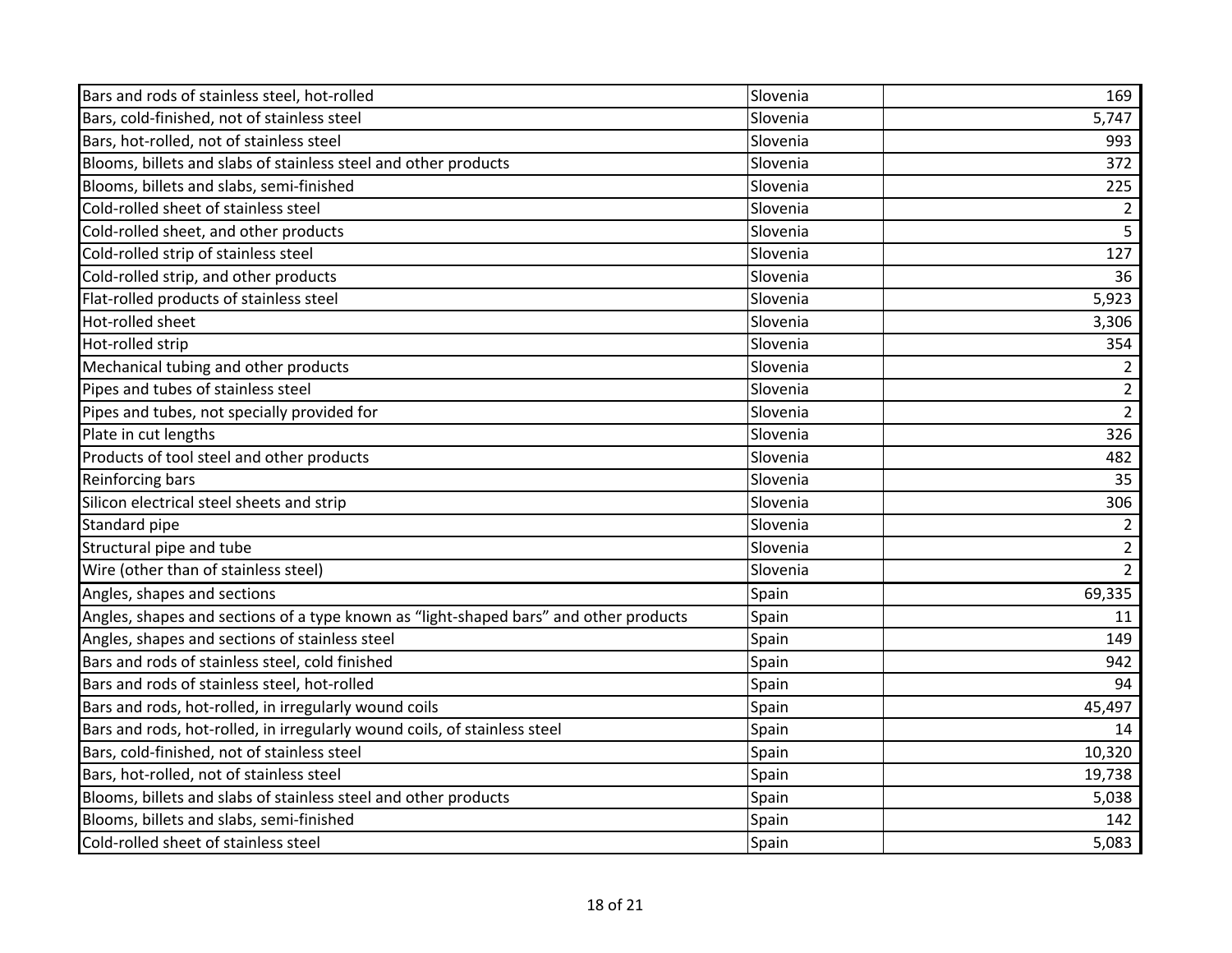| | | |
|---|---|---|
| Bars and rods of stainless steel, hot-rolled | Slovenia | 169 |
| Bars, cold-finished, not of stainless steel | Slovenia | 5,747 |
| Bars, hot-rolled, not of stainless steel | Slovenia | 993 |
| Blooms, billets and slabs of stainless steel and other products | Slovenia | 372 |
| Blooms, billets and slabs, semi-finished | Slovenia | 225 |
| Cold-rolled sheet of stainless steel | Slovenia | 2 |
| Cold-rolled sheet, and other products | Slovenia | 5 |
| Cold-rolled strip of stainless steel | Slovenia | 127 |
| Cold-rolled strip, and other products | Slovenia | 36 |
| Flat-rolled products of stainless steel | Slovenia | 5,923 |
| Hot-rolled sheet | Slovenia | 3,306 |
| Hot-rolled strip | Slovenia | 354 |
| Mechanical tubing and other products | Slovenia | 2 |
| Pipes and tubes of stainless steel | Slovenia | 2 |
| Pipes and tubes, not specially provided for | Slovenia | 2 |
| Plate in cut lengths | Slovenia | 326 |
| Products of tool steel and other products | Slovenia | 482 |
| Reinforcing bars | Slovenia | 35 |
| Silicon electrical steel sheets and strip | Slovenia | 306 |
| Standard pipe | Slovenia | 2 |
| Structural pipe and tube | Slovenia | 2 |
| Wire (other than of stainless steel) | Slovenia | 2 |
| Angles, shapes and sections | Spain | 69,335 |
| Angles, shapes and sections of a type known as "light-shaped bars" and other products | Spain | 11 |
| Angles, shapes and sections of stainless steel | Spain | 149 |
| Bars and rods of stainless steel, cold finished | Spain | 942 |
| Bars and rods of stainless steel, hot-rolled | Spain | 94 |
| Bars and rods, hot-rolled, in irregularly wound coils | Spain | 45,497 |
| Bars and rods, hot-rolled, in irregularly wound coils, of stainless steel | Spain | 14 |
| Bars, cold-finished, not of stainless steel | Spain | 10,320 |
| Bars, hot-rolled, not of stainless steel | Spain | 19,738 |
| Blooms, billets and slabs of stainless steel and other products | Spain | 5,038 |
| Blooms, billets and slabs, semi-finished | Spain | 142 |
| Cold-rolled sheet of stainless steel | Spain | 5,083 |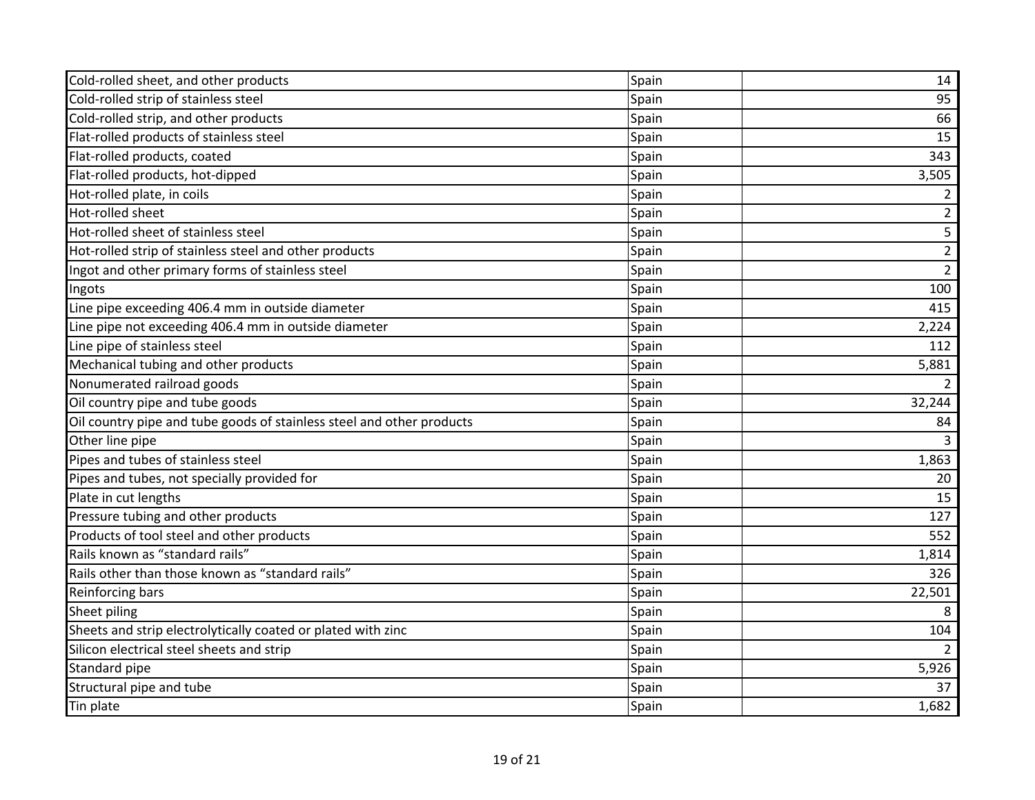| | | |
|---|---|---|
| Cold-rolled sheet, and other products | Spain | 14 |
| Cold-rolled strip of stainless steel | Spain | 95 |
| Cold-rolled strip, and other products | Spain | 66 |
| Flat-rolled products of stainless steel | Spain | 15 |
| Flat-rolled products, coated | Spain | 343 |
| Flat-rolled products, hot-dipped | Spain | 3,505 |
| Hot-rolled plate, in coils | Spain | 2 |
| Hot-rolled sheet | Spain | 2 |
| Hot-rolled sheet of stainless steel | Spain | 5 |
| Hot-rolled strip of stainless steel and other products | Spain | 2 |
| Ingot and other primary forms of stainless steel | Spain | 2 |
| Ingots | Spain | 100 |
| Line pipe exceeding 406.4 mm in outside diameter | Spain | 415 |
| Line pipe not exceeding 406.4 mm in outside diameter | Spain | 2,224 |
| Line pipe of stainless steel | Spain | 112 |
| Mechanical tubing and other products | Spain | 5,881 |
| Nonumerated railroad goods | Spain | 2 |
| Oil country pipe and tube goods | Spain | 32,244 |
| Oil country pipe and tube goods of stainless steel and other products | Spain | 84 |
| Other line pipe | Spain | 3 |
| Pipes and tubes of stainless steel | Spain | 1,863 |
| Pipes and tubes, not specially provided for | Spain | 20 |
| Plate in cut lengths | Spain | 15 |
| Pressure tubing and other products | Spain | 127 |
| Products of tool steel and other products | Spain | 552 |
| Rails known as “standard rails” | Spain | 1,814 |
| Rails other than those known as “standard rails” | Spain | 326 |
| Reinforcing bars | Spain | 22,501 |
| Sheet piling | Spain | 8 |
| Sheets and strip electrolytically coated or plated with zinc | Spain | 104 |
| Silicon electrical steel sheets and strip | Spain | 2 |
| Standard pipe | Spain | 5,926 |
| Structural pipe and tube | Spain | 37 |
| Tin plate | Spain | 1,682 |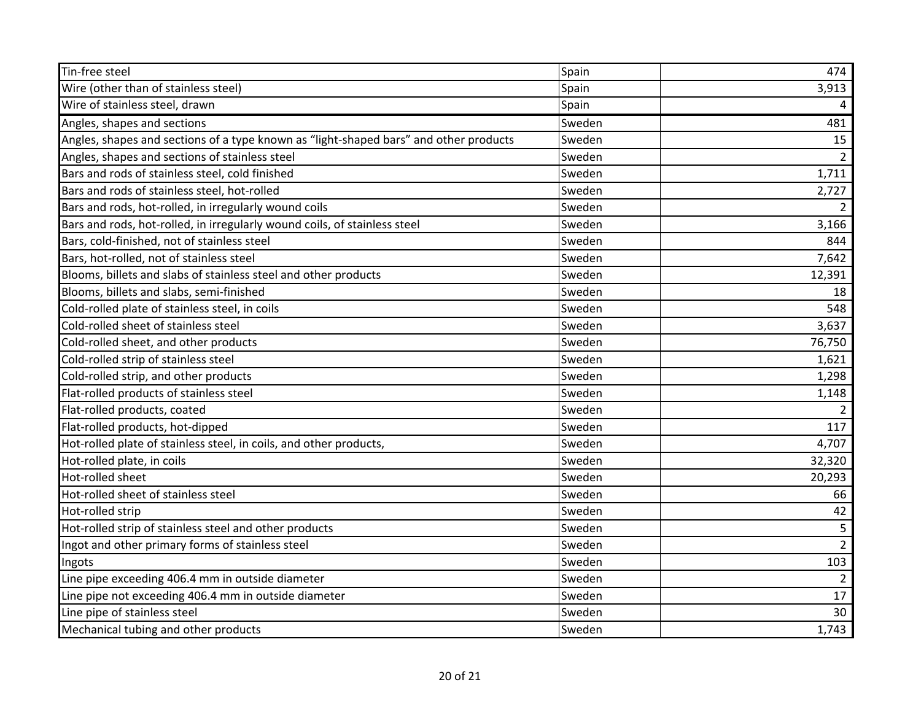| | | |
|---|---|---|
| Tin-free steel | Spain | 474 |
| Wire (other than of stainless steel) | Spain | 3,913 |
| Wire of stainless steel, drawn | Spain | 4 |
| Angles, shapes and sections | Sweden | 481 |
| Angles, shapes and sections of a type known as “light-shaped bars” and other products | Sweden | 15 |
| Angles, shapes and sections of stainless steel | Sweden | 2 |
| Bars and rods of stainless steel, cold finished | Sweden | 1,711 |
| Bars and rods of stainless steel, hot-rolled | Sweden | 2,727 |
| Bars and rods, hot-rolled, in irregularly wound coils | Sweden | 2 |
| Bars and rods, hot-rolled, in irregularly wound coils, of stainless steel | Sweden | 3,166 |
| Bars, cold-finished, not of stainless steel | Sweden | 844 |
| Bars, hot-rolled, not of stainless steel | Sweden | 7,642 |
| Blooms, billets and slabs of stainless steel and other products | Sweden | 12,391 |
| Blooms, billets and slabs, semi-finished | Sweden | 18 |
| Cold-rolled plate of stainless steel, in coils | Sweden | 548 |
| Cold-rolled sheet of stainless steel | Sweden | 3,637 |
| Cold-rolled sheet, and other products | Sweden | 76,750 |
| Cold-rolled strip of stainless steel | Sweden | 1,621 |
| Cold-rolled strip, and other products | Sweden | 1,298 |
| Flat-rolled products of stainless steel | Sweden | 1,148 |
| Flat-rolled products, coated | Sweden | 2 |
| Flat-rolled products, hot-dipped | Sweden | 117 |
| Hot-rolled plate of stainless steel, in coils, and other products, | Sweden | 4,707 |
| Hot-rolled plate, in coils | Sweden | 32,320 |
| Hot-rolled sheet | Sweden | 20,293 |
| Hot-rolled sheet of stainless steel | Sweden | 66 |
| Hot-rolled strip | Sweden | 42 |
| Hot-rolled strip of stainless steel and other products | Sweden | 5 |
| Ingot and other primary forms of stainless steel | Sweden | 2 |
| Ingots | Sweden | 103 |
| Line pipe exceeding 406.4 mm in outside diameter | Sweden | 2 |
| Line pipe not exceeding 406.4 mm in outside diameter | Sweden | 17 |
| Line pipe of stainless steel | Sweden | 30 |
| Mechanical tubing and other products | Sweden | 1,743 |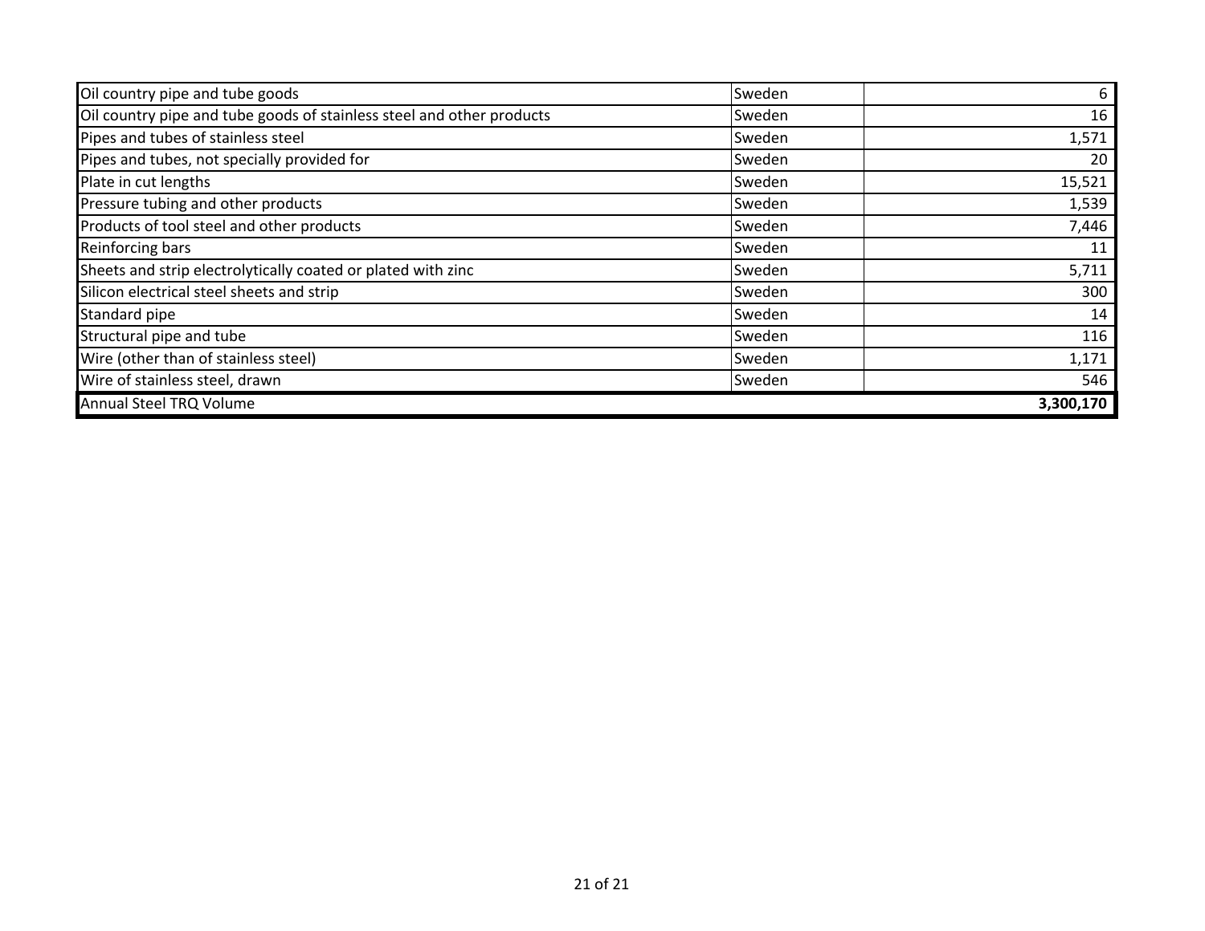| | | |
|---|---|---|
| Oil country pipe and tube goods | Sweden | 6 |
| Oil country pipe and tube goods of stainless steel and other products | Sweden | 16 |
| Pipes and tubes of stainless steel | Sweden | 1,571 |
| Pipes and tubes, not specially provided for | Sweden | 20 |
| Plate in cut lengths | Sweden | 15,521 |
| Pressure tubing and other products | Sweden | 1,539 |
| Products of tool steel and other products | Sweden | 7,446 |
| Reinforcing bars | Sweden | 11 |
| Sheets and strip electrolytically coated or plated with zinc | Sweden | 5,711 |
| Silicon electrical steel sheets and strip | Sweden | 300 |
| Standard pipe | Sweden | 14 |
| Structural pipe and tube | Sweden | 116 |
| Wire (other than of stainless steel) | Sweden | 1,171 |
| Wire of stainless steel, drawn | Sweden | 546 |
| Annual Steel TRQ Volume | | **3,300,170** |